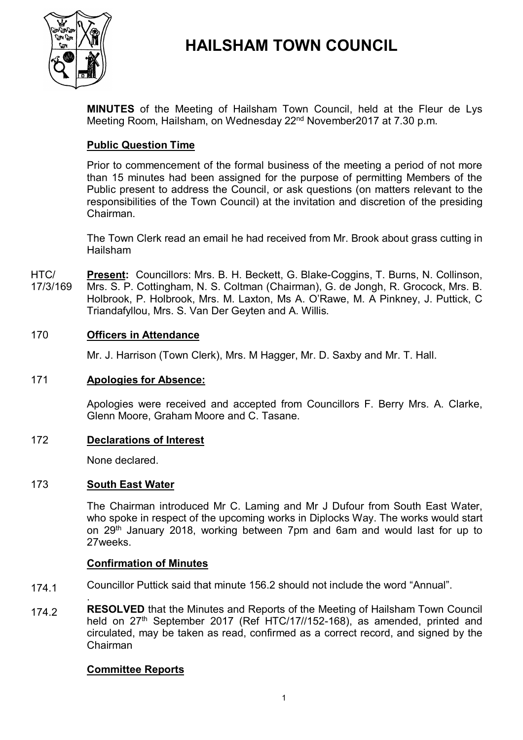# HAILSHAM TOWN COUNCIL

**MINUTES** of the Meeting of Hailsham Town Council, held at the Fleur de Lys Meeting Room, Hailsham, on Wednesday 22nd November2017 at 7.30 p.m.

## Public Question Time

Prior to commencement of the formal business of the meeting a period of not more than 15 minutes had been assigned for the purpose of permitting Members of the Public present to address the Council, or ask questions (on matters relevant to the responsibilities of the Town Council) at the invitation and discretion of the presiding Chairman.

The Town Clerk read an email he had received from Mr. Brook about grass cutting in Hailsham

HTC/17/3/169 **Present:** Councillors: Mrs. B. H. Beckett, G. Blake-Coggins, T. Burns, N. Collinson, Mrs. S. P. Cottingham, N. S. Coltman (Chairman), G. de Jongh, R. Grocock, Mrs. B. Holbrook, P. Holbrook, Mrs. M. Laxton, Ms A. O'Rawe, M. A Pinkney, J. Puttick, C Triandafyllou, Mrs. S. Van Der Geyten and A. Willis.

170 **Officers in Attendance**

Mr. J. Harrison (Town Clerk), Mrs. M Hagger, Mr. D. Saxby and Mr. T. Hall.

171 **Apologies for Absence:**

Apologies were received and accepted from Councillors F. Berry Mrs. A. Clarke, Glenn Moore, Graham Moore and C. Tasane.

172 **Declarations of Interest**

None declared.

173 **South East Water**

The Chairman introduced Mr C. Laming and Mr J Dufour from South East Water, who spoke in respect of the upcoming works in Diplocks Way. The works would start on 29th January 2018, working between 7pm and 6am and would last for up to 27weeks.

## Confirmation of Minutes

174.1 Councillor Puttick said that minute 156.2 should not include the word "Annual".

174.2 **RESOLVED** that the Minutes and Reports of the Meeting of Hailsham Town Council held on 27th September 2017 (Ref HTC/17//152-168), as amended, printed and circulated, may be taken as read, confirmed as a correct record, and signed by the Chairman

## Committee Reports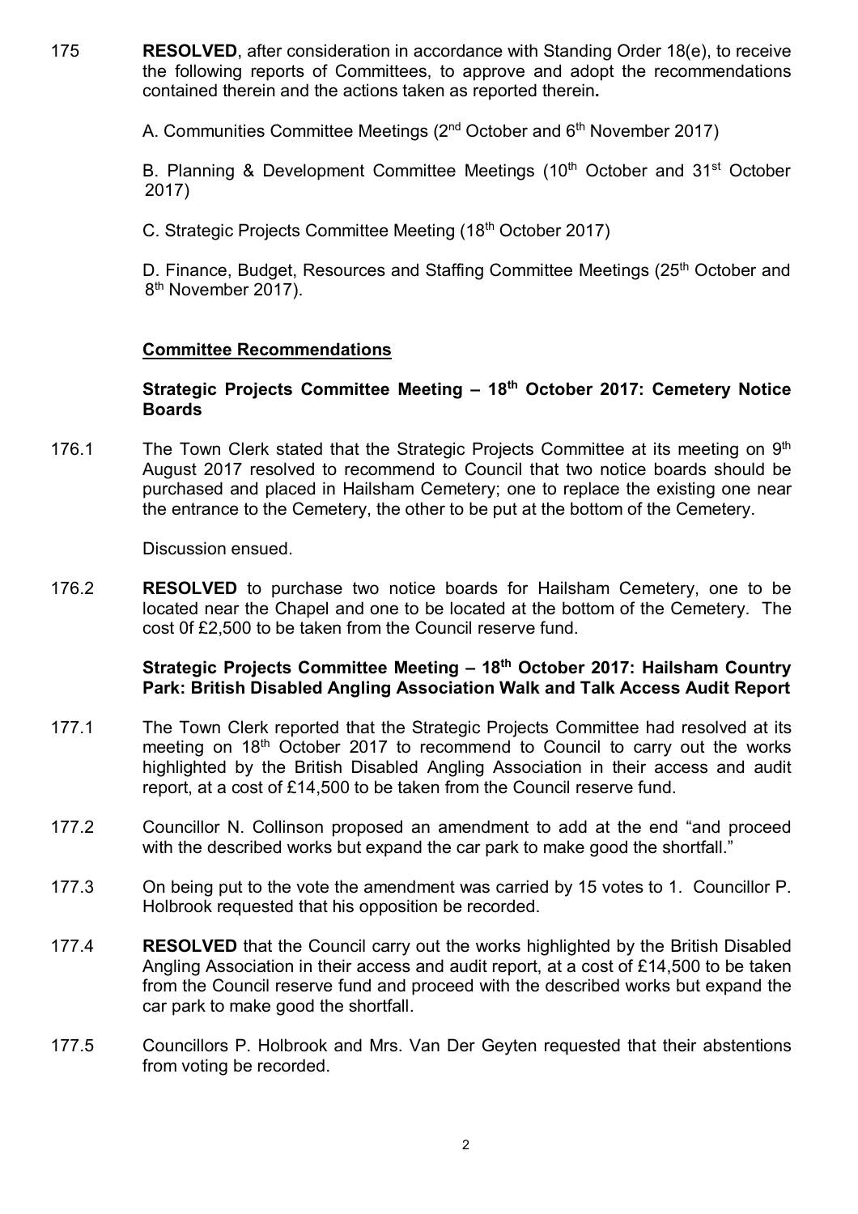175 **RESOLVED**, after consideration in accordance with Standing Order 18(e), to receive the following reports of Committees, to approve and adopt the recommendations contained therein and the actions taken as reported therein**.**

A. Communities Committee Meetings (2nd October and 6th November 2017)

B. Planning & Development Committee Meetings (10th October and 31st October 2017)

C. Strategic Projects Committee Meeting (18th October 2017)

D. Finance, Budget, Resources and Staffing Committee Meetings (25th October and 8th November 2017).

## Committee Recommendations

### Strategic Projects Committee Meeting – 18th October 2017: Cemetery Notice Boards

176.1 The Town Clerk stated that the Strategic Projects Committee at its meeting on 9th August 2017 resolved to recommend to Council that two notice boards should be purchased and placed in Hailsham Cemetery; one to replace the existing one near the entrance to the Cemetery, the other to be put at the bottom of the Cemetery.

Discussion ensued.

176.2 **RESOLVED** to purchase two notice boards for Hailsham Cemetery, one to be located near the Chapel and one to be located at the bottom of the Cemetery. The cost 0f £2,500 to be taken from the Council reserve fund.

### Strategic Projects Committee Meeting – 18th October 2017: Hailsham Country Park: British Disabled Angling Association Walk and Talk Access Audit Report

177.1 The Town Clerk reported that the Strategic Projects Committee had resolved at its meeting on 18th October 2017 to recommend to Council to carry out the works highlighted by the British Disabled Angling Association in their access and audit report, at a cost of £14,500 to be taken from the Council reserve fund.

177.2 Councillor N. Collinson proposed an amendment to add at the end "and proceed with the described works but expand the car park to make good the shortfall."

177.3 On being put to the vote the amendment was carried by 15 votes to 1. Councillor P. Holbrook requested that his opposition be recorded.

177.4 **RESOLVED** that the Council carry out the works highlighted by the British Disabled Angling Association in their access and audit report, at a cost of £14,500 to be taken from the Council reserve fund and proceed with the described works but expand the car park to make good the shortfall.

177.5 Councillors P. Holbrook and Mrs. Van Der Geyten requested that their abstentions from voting be recorded.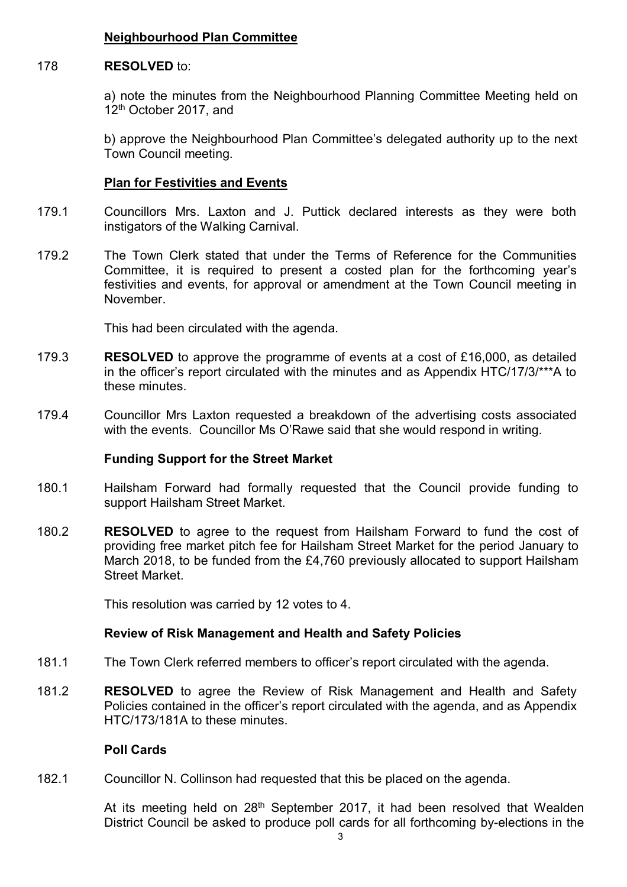**Neighbourhood Plan Committee**

178 **RESOLVED** to:

a) note the minutes from the Neighbourhood Planning Committee Meeting held on 12th October 2017, and

b) approve the Neighbourhood Plan Committee's delegated authority up to the next Town Council meeting.

**Plan for Festivities and Events**

179.1 Councillors Mrs. Laxton and J. Puttick declared interests as they were both instigators of the Walking Carnival.

179.2 The Town Clerk stated that under the Terms of Reference for the Communities Committee, it is required to present a costed plan for the forthcoming year's festivities and events, for approval or amendment at the Town Council meeting in November.

This had been circulated with the agenda.

179.3 **RESOLVED** to approve the programme of events at a cost of £16,000, as detailed in the officer's report circulated with the minutes and as Appendix HTC/17/3/***A to these minutes.

179.4 Councillor Mrs Laxton requested a breakdown of the advertising costs associated with the events. Councillor Ms O'Rawe said that she would respond in writing.

**Funding Support for the Street Market**

180.1 Hailsham Forward had formally requested that the Council provide funding to support Hailsham Street Market.

180.2 **RESOLVED** to agree to the request from Hailsham Forward to fund the cost of providing free market pitch fee for Hailsham Street Market for the period January to March 2018, to be funded from the £4,760 previously allocated to support Hailsham Street Market.

This resolution was carried by 12 votes to 4.

**Review of Risk Management and Health and Safety Policies**

181.1 The Town Clerk referred members to officer's report circulated with the agenda.

181.2 **RESOLVED** to agree the Review of Risk Management and Health and Safety Policies contained in the officer's report circulated with the agenda, and as Appendix HTC/173/181A to these minutes.

**Poll Cards**

182.1 Councillor N. Collinson had requested that this be placed on the agenda.

At its meeting held on 28th September 2017, it had been resolved that Wealden District Council be asked to produce poll cards for all forthcoming by-elections in the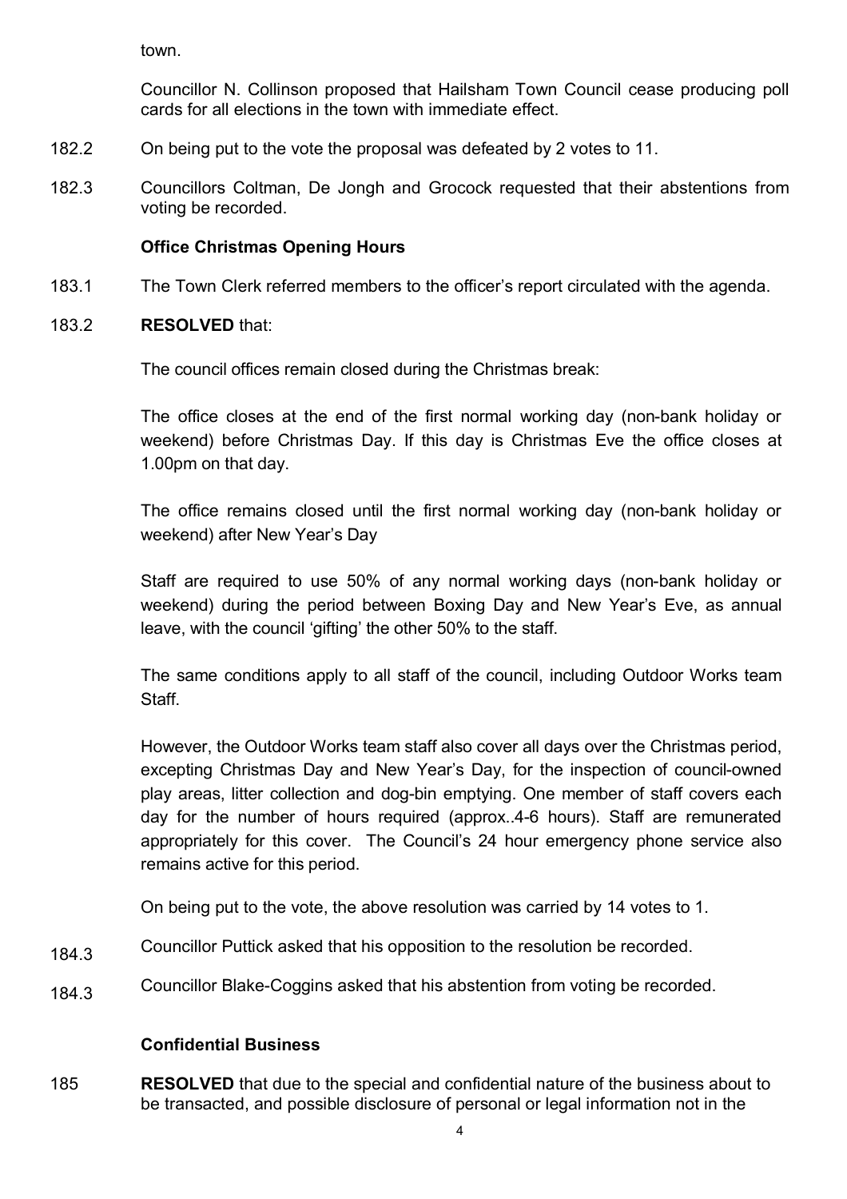town.

Councillor N. Collinson proposed that Hailsham Town Council cease producing poll cards for all elections in the town with immediate effect.

182.2 On being put to the vote the proposal was defeated by 2 votes to 11.

182.3 Councillors Coltman, De Jongh and Grocock requested that their abstentions from voting be recorded.

**Office Christmas Opening Hours**

183.1 The Town Clerk referred members to the officer's report circulated with the agenda.

183.2 **RESOLVED** that:

The council offices remain closed during the Christmas break:

The office closes at the end of the first normal working day (non-bank holiday or weekend) before Christmas Day. If this day is Christmas Eve the office closes at 1.00pm on that day.

The office remains closed until the first normal working day (non-bank holiday or weekend) after New Year's Day

Staff are required to use 50% of any normal working days (non-bank holiday or weekend) during the period between Boxing Day and New Year's Eve, as annual leave, with the council 'gifting' the other 50% to the staff.

The same conditions apply to all staff of the council, including Outdoor Works team Staff.

However, the Outdoor Works team staff also cover all days over the Christmas period, excepting Christmas Day and New Year's Day, for the inspection of council-owned play areas, litter collection and dog-bin emptying. One member of staff covers each day for the number of hours required (approx..4-6 hours). Staff are remunerated appropriately for this cover. The Council's 24 hour emergency phone service also remains active for this period.

On being put to the vote, the above resolution was carried by 14 votes to 1.

184.3 Councillor Puttick asked that his opposition to the resolution be recorded.

184.3 Councillor Blake-Coggins asked that his abstention from voting be recorded.

**Confidential Business**

185 **RESOLVED** that due to the special and confidential nature of the business about to be transacted, and possible disclosure of personal or legal information not in the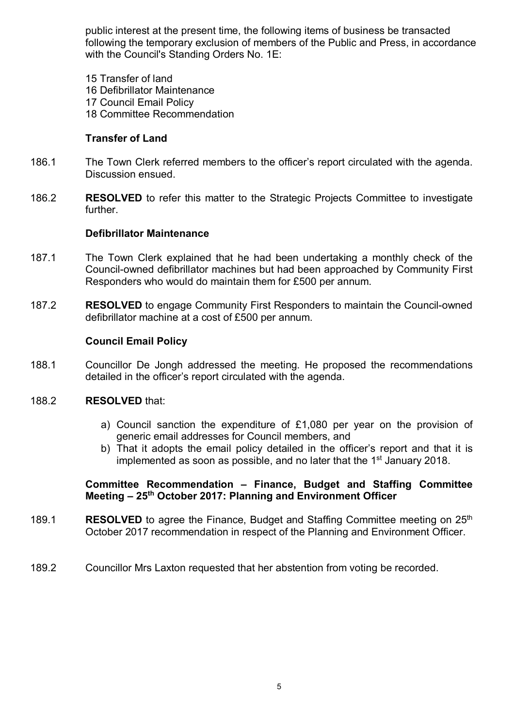public interest at the present time, the following items of business be transacted following the temporary exclusion of members of the Public and Press, in accordance with the Council's Standing Orders No. 1E:

15 Transfer of land
16 Defibrillator Maintenance
17 Council Email Policy
18 Committee Recommendation

**Transfer of Land**

186.1 The Town Clerk referred members to the officer's report circulated with the agenda. Discussion ensued.

186.2 **RESOLVED** to refer this matter to the Strategic Projects Committee to investigate further.

**Defibrillator Maintenance**

187.1 The Town Clerk explained that he had been undertaking a monthly check of the Council-owned defibrillator machines but had been approached by Community First Responders who would do maintain them for £500 per annum.

187.2 **RESOLVED** to engage Community First Responders to maintain the Council-owned defibrillator machine at a cost of £500 per annum.

**Council Email Policy**

188.1 Councillor De Jongh addressed the meeting. He proposed the recommendations detailed in the officer's report circulated with the agenda.

188.2 **RESOLVED** that:

a) Council sanction the expenditure of £1,080 per year on the provision of generic email addresses for Council members, and
b) That it adopts the email policy detailed in the officer's report and that it is implemented as soon as possible, and no later that the 1st January 2018.

**Committee Recommendation – Finance, Budget and Staffing Committee Meeting – 25th October 2017: Planning and Environment Officer**

189.1 **RESOLVED** to agree the Finance, Budget and Staffing Committee meeting on 25th October 2017 recommendation in respect of the Planning and Environment Officer.

189.2 Councillor Mrs Laxton requested that her abstention from voting be recorded.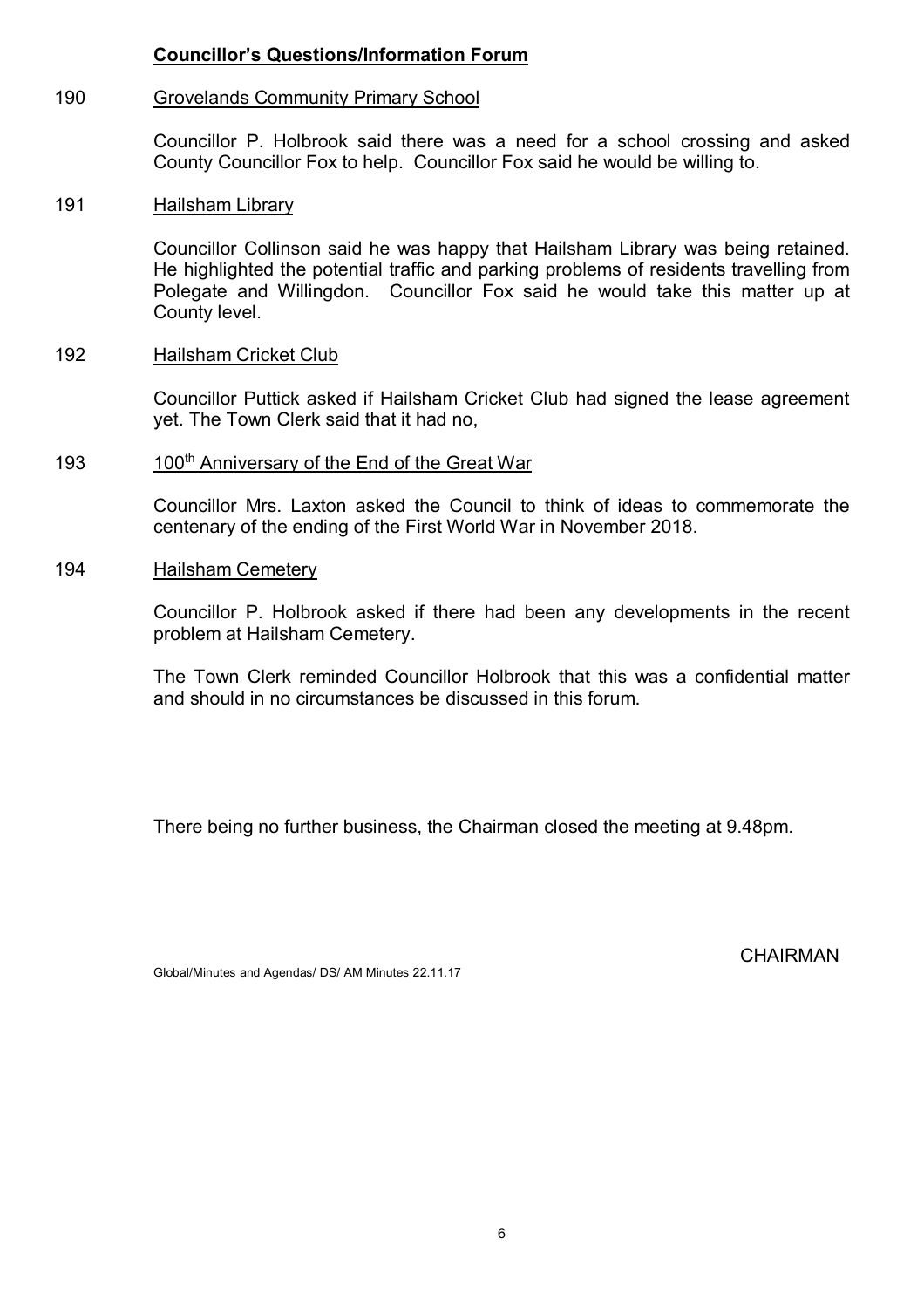## Councillor's Questions/Information Forum

190 Grovelands Community Primary School

Councillor P. Holbrook said there was a need for a school crossing and asked County Councillor Fox to help. Councillor Fox said he would be willing to.

191 Hailsham Library

Councillor Collinson said he was happy that Hailsham Library was being retained. He highlighted the potential traffic and parking problems of residents travelling from Polegate and Willingdon. Councillor Fox said he would take this matter up at County level.

192 Hailsham Cricket Club

Councillor Puttick asked if Hailsham Cricket Club had signed the lease agreement yet. The Town Clerk said that it had no,

193 100th Anniversary of the End of the Great War

Councillor Mrs. Laxton asked the Council to think of ideas to commemorate the centenary of the ending of the First World War in November 2018.

194 Hailsham Cemetery

Councillor P. Holbrook asked if there had been any developments in the recent problem at Hailsham Cemetery.

The Town Clerk reminded Councillor Holbrook that this was a confidential matter and should in no circumstances be discussed in this forum.

There being no further business, the Chairman closed the meeting at 9.48pm.

CHAIRMAN

Global/Minutes and Agendas/ DS/ AM Minutes 22.11.17